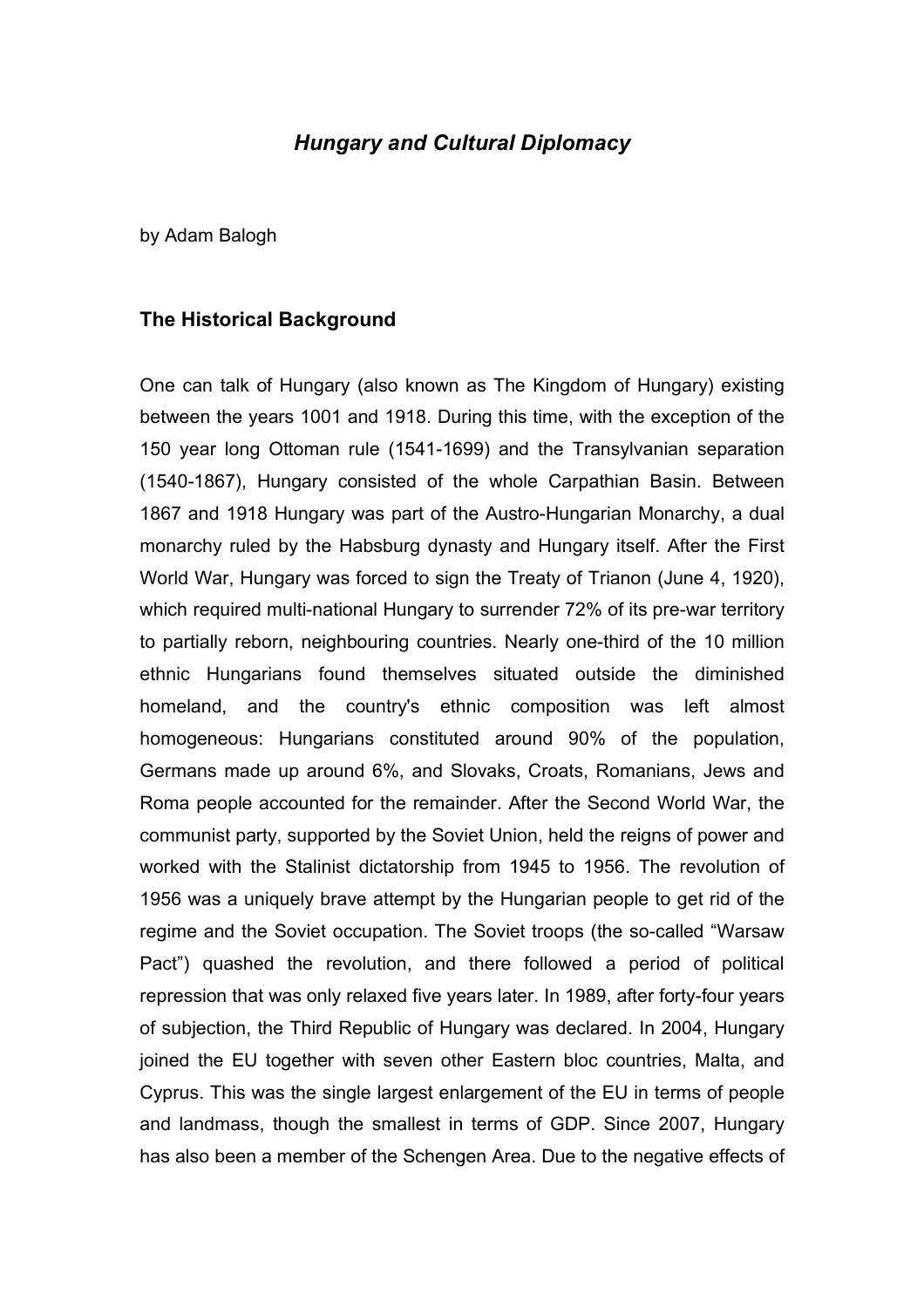# *Hungary and Cultural Diplomacy*

by Adam Balogh

## The Historical Background

One can talk of Hungary (also known as The Kingdom of Hungary) existing between the years 1001 and 1918. During this time, with the exception of the 150 year long Ottoman rule (1541-1699) and the Transylvanian separation (1540-1867), Hungary consisted of the whole Carpathian Basin. Between 1867 and 1918 Hungary was part of the Austro-Hungarian Monarchy, a dual monarchy ruled by the Habsburg dynasty and Hungary itself. After the First World War, Hungary was forced to sign the Treaty of Trianon (June 4, 1920), which required multi-national Hungary to surrender 72% of its pre-war territory to partially reborn, neighbouring countries. Nearly one-third of the 10 million ethnic Hungarians found themselves situated outside the diminished homeland, and the country's ethnic composition was left almost homogeneous: Hungarians constituted around 90% of the population, Germans made up around 6%, and Slovaks, Croats, Romanians, Jews and Roma people accounted for the remainder. After the Second World War, the communist party, supported by the Soviet Union, held the reigns of power and worked with the Stalinist dictatorship from 1945 to 1956. The revolution of 1956 was a uniquely brave attempt by the Hungarian people to get rid of the regime and the Soviet occupation. The Soviet troops (the so-called "Warsaw Pact") quashed the revolution, and there followed a period of political repression that was only relaxed five years later. In 1989, after forty-four years of subjection, the Third Republic of Hungary was declared. In 2004, Hungary joined the EU together with seven other Eastern bloc countries, Malta, and Cyprus. This was the single largest enlargement of the EU in terms of people and landmass, though the smallest in terms of GDP. Since 2007, Hungary has also been a member of the Schengen Area. Due to the negative effects of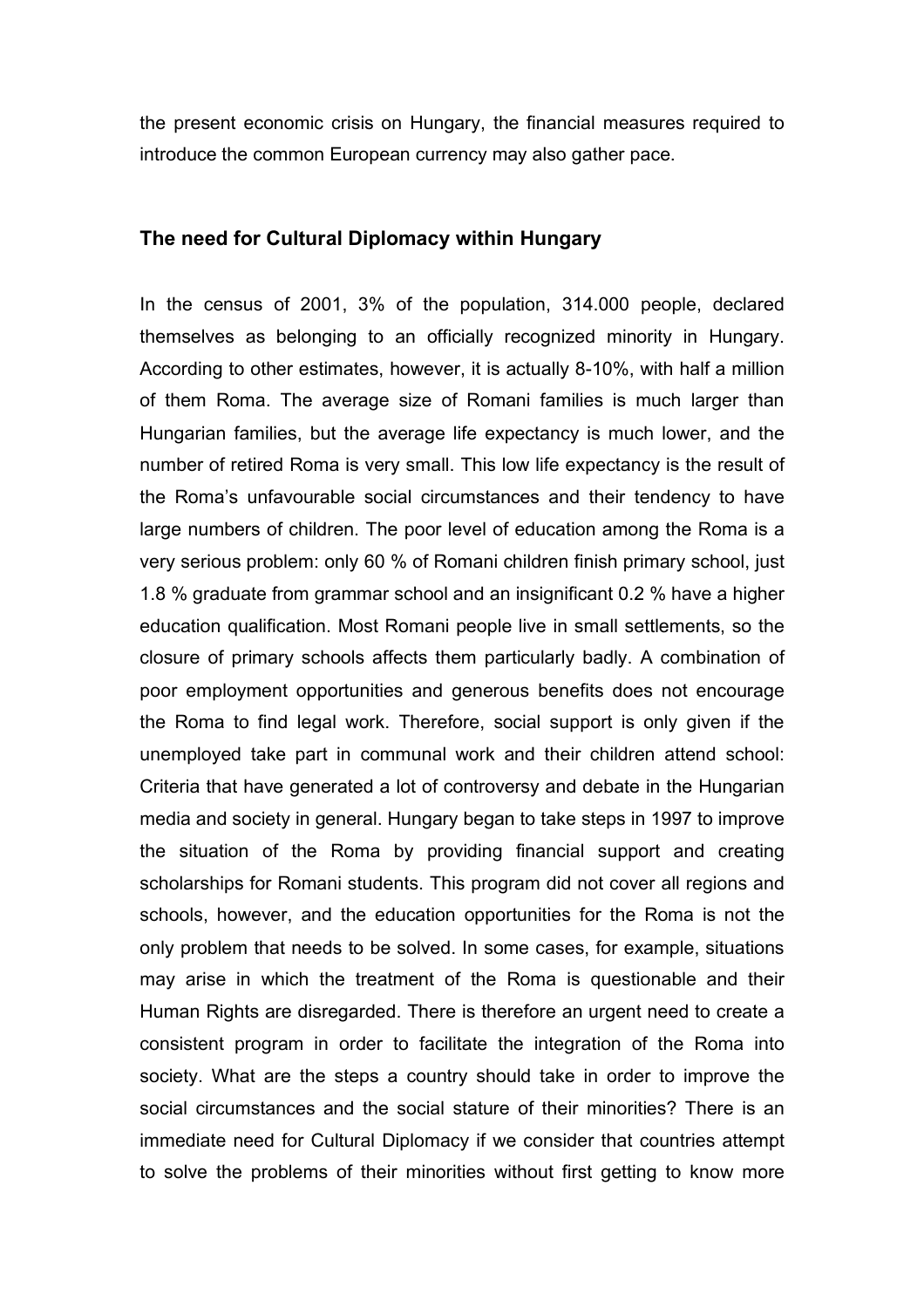the present economic crisis on Hungary, the financial measures required to introduce the common European currency may also gather pace.

## The need for Cultural Diplomacy within Hungary

In the census of 2001, 3% of the population, 314.000 people, declared themselves as belonging to an officially recognized minority in Hungary. According to other estimates, however, it is actually 8-10%, with half a million of them Roma. The average size of Romani families is much larger than Hungarian families, but the average life expectancy is much lower, and the number of retired Roma is very small. This low life expectancy is the result of the Roma's unfavourable social circumstances and their tendency to have large numbers of children. The poor level of education among the Roma is a very serious problem: only 60 % of Romani children finish primary school, just 1.8 % graduate from grammar school and an insignificant 0.2 % have a higher education qualification. Most Romani people live in small settlements, so the closure of primary schools affects them particularly badly. A combination of poor employment opportunities and generous benefits does not encourage the Roma to find legal work. Therefore, social support is only given if the unemployed take part in communal work and their children attend school: Criteria that have generated a lot of controversy and debate in the Hungarian media and society in general. Hungary began to take steps in 1997 to improve the situation of the Roma by providing financial support and creating scholarships for Romani students. This program did not cover all regions and schools, however, and the education opportunities for the Roma is not the only problem that needs to be solved. In some cases, for example, situations may arise in which the treatment of the Roma is questionable and their Human Rights are disregarded. There is therefore an urgent need to create a consistent program in order to facilitate the integration of the Roma into society. What are the steps a country should take in order to improve the social circumstances and the social stature of their minorities? There is an immediate need for Cultural Diplomacy if we consider that countries attempt to solve the problems of their minorities without first getting to know more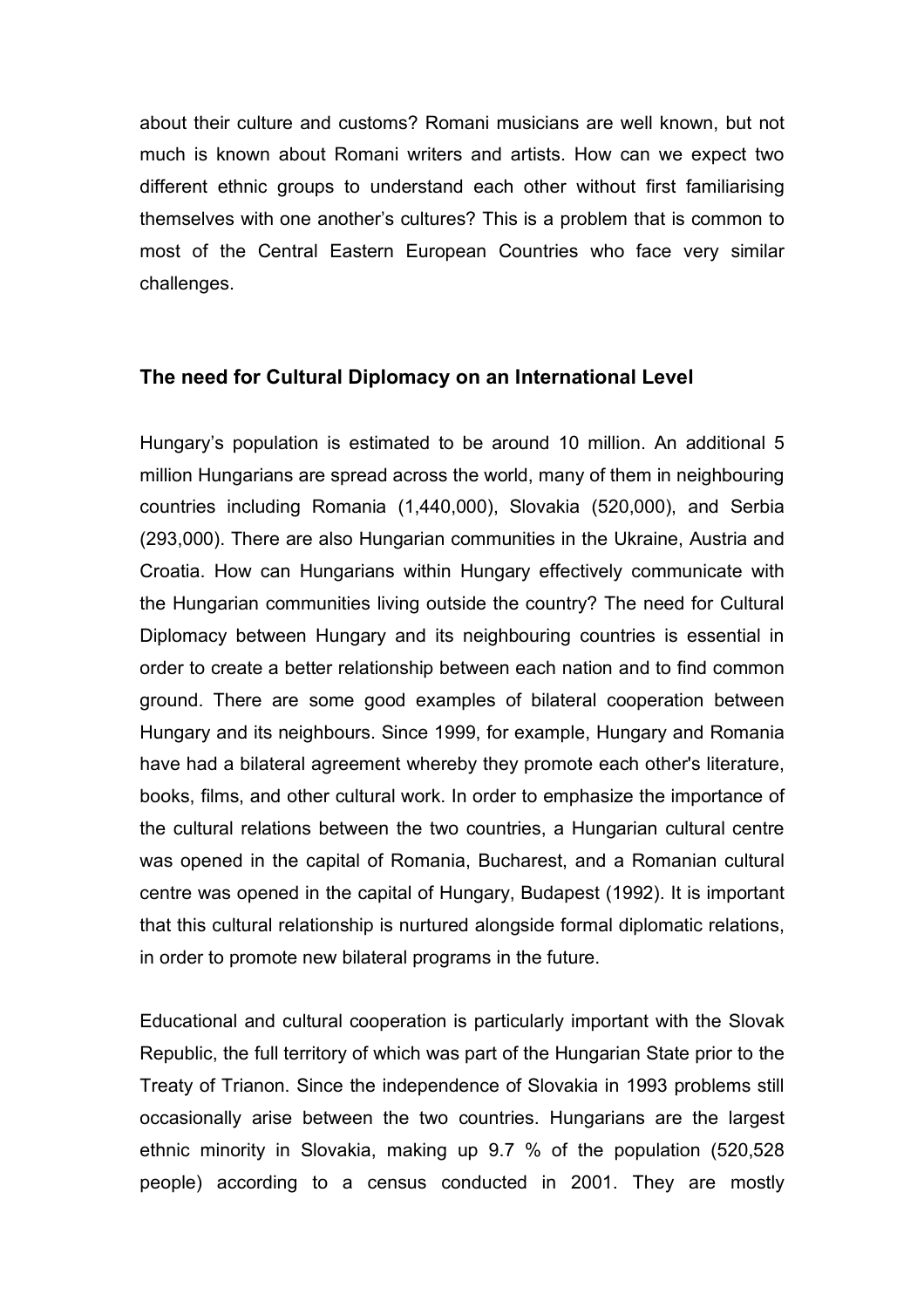about their culture and customs? Romani musicians are well known, but not much is known about Romani writers and artists. How can we expect two different ethnic groups to understand each other without first familiarising themselves with one another's cultures? This is a problem that is common to most of the Central Eastern European Countries who face very similar challenges.

## The need for Cultural Diplomacy on an International Level

Hungary's population is estimated to be around 10 million. An additional 5 million Hungarians are spread across the world, many of them in neighbouring countries including Romania (1,440,000), Slovakia (520,000), and Serbia (293,000). There are also Hungarian communities in the Ukraine, Austria and Croatia. How can Hungarians within Hungary effectively communicate with the Hungarian communities living outside the country? The need for Cultural Diplomacy between Hungary and its neighbouring countries is essential in order to create a better relationship between each nation and to find common ground. There are some good examples of bilateral cooperation between Hungary and its neighbours. Since 1999, for example, Hungary and Romania have had a bilateral agreement whereby they promote each other's literature, books, films, and other cultural work. In order to emphasize the importance of the cultural relations between the two countries, a Hungarian cultural centre was opened in the capital of Romania, Bucharest, and a Romanian cultural centre was opened in the capital of Hungary, Budapest (1992). It is important that this cultural relationship is nurtured alongside formal diplomatic relations, in order to promote new bilateral programs in the future.

Educational and cultural cooperation is particularly important with the Slovak Republic, the full territory of which was part of the Hungarian State prior to the Treaty of Trianon. Since the independence of Slovakia in 1993 problems still occasionally arise between the two countries. Hungarians are the largest ethnic minority in Slovakia, making up 9.7 % of the population (520,528 people) according to a census conducted in 2001. They are mostly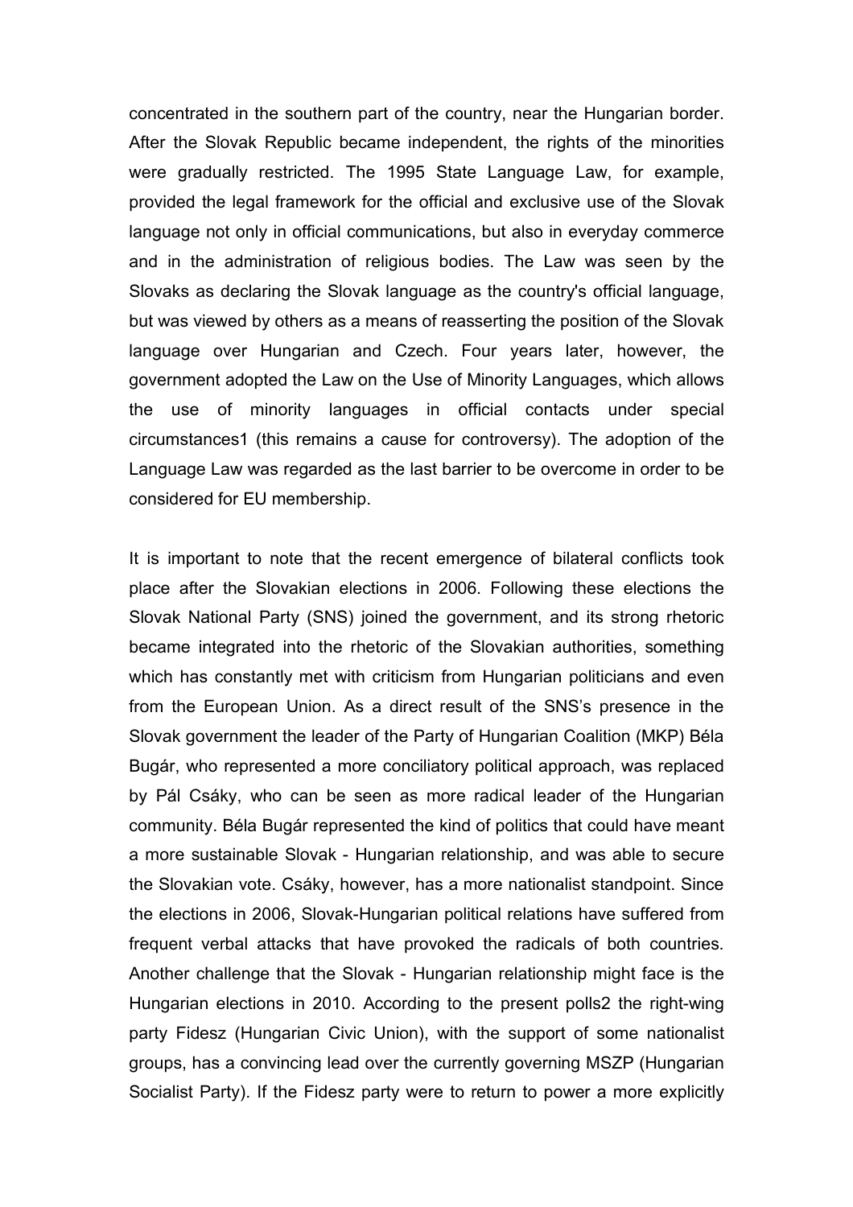concentrated in the southern part of the country, near the Hungarian border. After the Slovak Republic became independent, the rights of the minorities were gradually restricted. The 1995 State Language Law, for example, provided the legal framework for the official and exclusive use of the Slovak language not only in official communications, but also in everyday commerce and in the administration of religious bodies. The Law was seen by the Slovaks as declaring the Slovak language as the country's official language, but was viewed by others as a means of reasserting the position of the Slovak language over Hungarian and Czech. Four years later, however, the government adopted the Law on the Use of Minority Languages, which allows the use of minority languages in official contacts under special circumstances[1] (this remains a cause for controversy). The adoption of the Language Law was regarded as the last barrier to be overcome in order to be considered for EU membership.

It is important to note that the recent emergence of bilateral conflicts took place after the Slovakian elections in 2006. Following these elections the Slovak National Party (SNS) joined the government, and its strong rhetoric became integrated into the rhetoric of the Slovakian authorities, something which has constantly met with criticism from Hungarian politicians and even from the European Union. As a direct result of the SNS's presence in the Slovak government the leader of the Party of Hungarian Coalition (MKP) Béla Bugár, who represented a more conciliatory political approach, was replaced by Pál Csáky, who can be seen as more radical leader of the Hungarian community. Béla Bugár represented the kind of politics that could have meant a more sustainable Slovak - Hungarian relationship, and was able to secure the Slovakian vote. Csáky, however, has a more nationalist standpoint. Since the elections in 2006, Slovak-Hungarian political relations have suffered from frequent verbal attacks that have provoked the radicals of both countries. Another challenge that the Slovak - Hungarian relationship might face is the Hungarian elections in 2010. According to the present polls[2] the right-wing party Fidesz (Hungarian Civic Union), with the support of some nationalist groups, has a convincing lead over the currently governing MSZP (Hungarian Socialist Party). If the Fidesz party were to return to power a more explicitly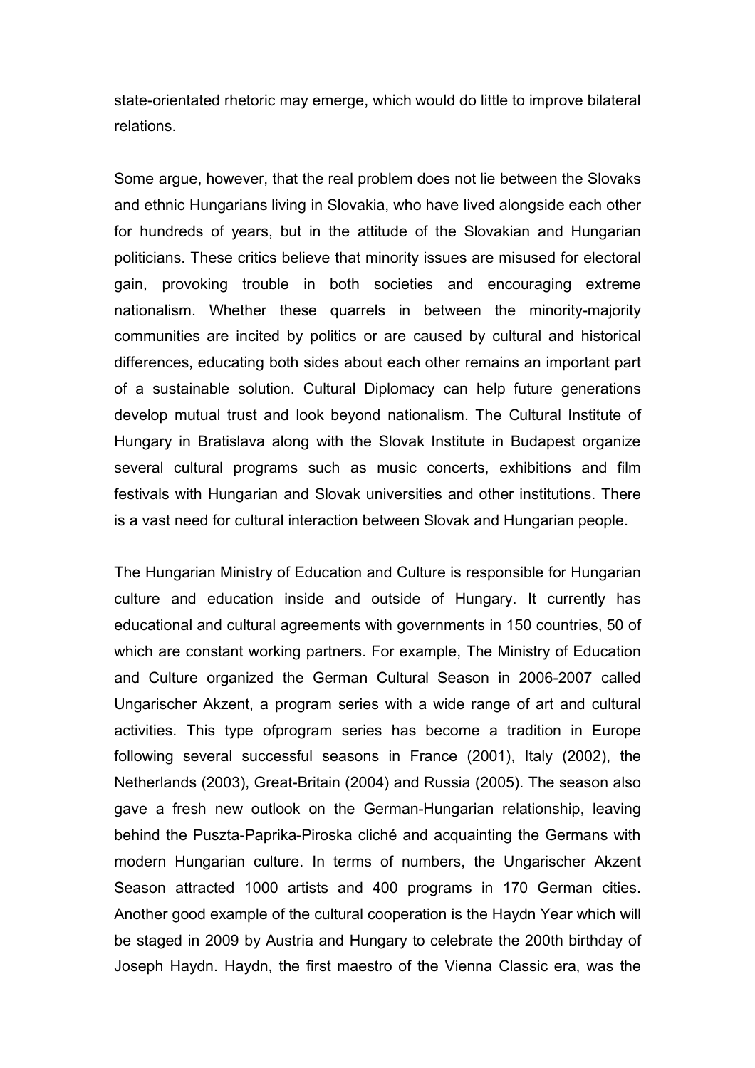state-orientated rhetoric may emerge, which would do little to improve bilateral relations.

Some argue, however, that the real problem does not lie between the Slovaks and ethnic Hungarians living in Slovakia, who have lived alongside each other for hundreds of years, but in the attitude of the Slovakian and Hungarian politicians. These critics believe that minority issues are misused for electoral gain, provoking trouble in both societies and encouraging extreme nationalism. Whether these quarrels in between the minority-majority communities are incited by politics or are caused by cultural and historical differences, educating both sides about each other remains an important part of a sustainable solution. Cultural Diplomacy can help future generations develop mutual trust and look beyond nationalism. The Cultural Institute of Hungary in Bratislava along with the Slovak Institute in Budapest organize several cultural programs such as music concerts, exhibitions and film festivals with Hungarian and Slovak universities and other institutions. There is a vast need for cultural interaction between Slovak and Hungarian people.

The Hungarian Ministry of Education and Culture is responsible for Hungarian culture and education inside and outside of Hungary. It currently has educational and cultural agreements with governments in 150 countries, 50 of which are constant working partners. For example, The Ministry of Education and Culture organized the German Cultural Season in 2006-2007 called Ungarischer Akzent, a program series with a wide range of art and cultural activities. This type ofprogram series has become a tradition in Europe following several successful seasons in France (2001), Italy (2002), the Netherlands (2003), Great-Britain (2004) and Russia (2005). The season also gave a fresh new outlook on the German-Hungarian relationship, leaving behind the Puszta-Paprika-Piroska cliché and acquainting the Germans with modern Hungarian culture. In terms of numbers, the Ungarischer Akzent Season attracted 1000 artists and 400 programs in 170 German cities. Another good example of the cultural cooperation is the Haydn Year which will be staged in 2009 by Austria and Hungary to celebrate the 200th birthday of Joseph Haydn. Haydn, the first maestro of the Vienna Classic era, was the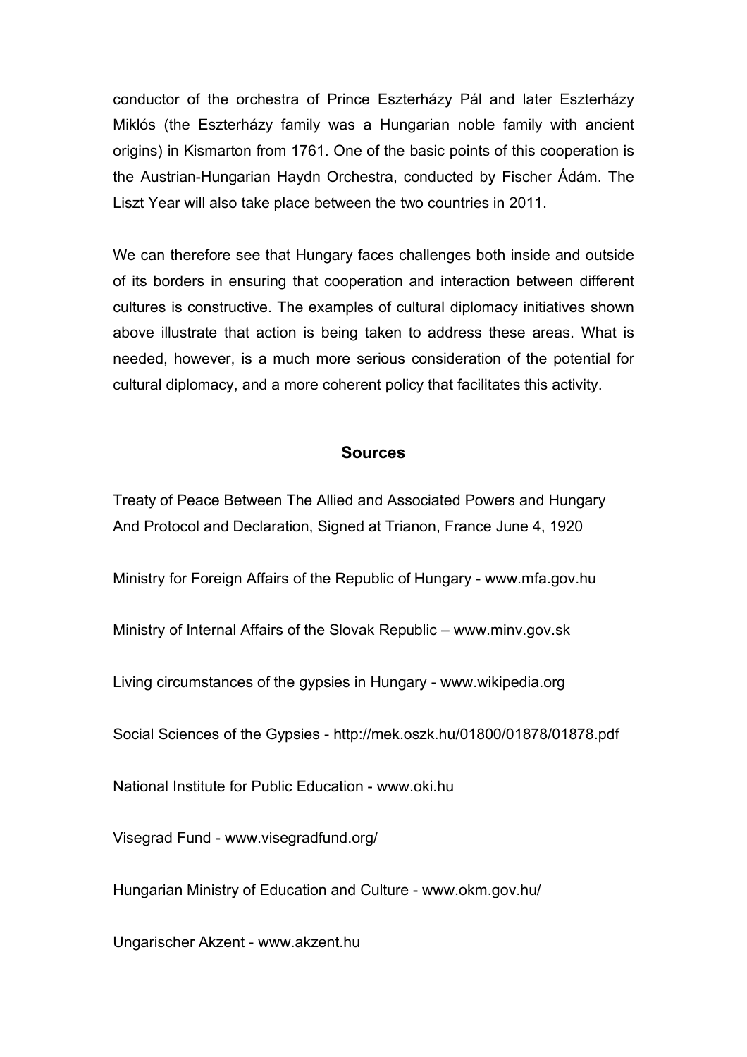conductor of the orchestra of Prince Eszterházy Pál and later Eszterházy Miklós (the Eszterházy family was a Hungarian noble family with ancient origins) in Kismarton from 1761. One of the basic points of this cooperation is the Austrian-Hungarian Haydn Orchestra, conducted by Fischer Ádám. The Liszt Year will also take place between the two countries in 2011.

We can therefore see that Hungary faces challenges both inside and outside of its borders in ensuring that cooperation and interaction between different cultures is constructive. The examples of cultural diplomacy initiatives shown above illustrate that action is being taken to address these areas. What is needed, however, is a much more serious consideration of the potential for cultural diplomacy, and a more coherent policy that facilitates this activity.

## Sources

Treaty of Peace Between The Allied and Associated Powers and Hungary And Protocol and Declaration, Signed at Trianon, France June 4, 1920

Ministry for Foreign Affairs of the Republic of Hungary - www.mfa.gov.hu

Ministry of Internal Affairs of the Slovak Republic – www.minv.gov.sk

Living circumstances of the gypsies in Hungary - www.wikipedia.org

Social Sciences of the Gypsies - http://mek.oszk.hu/01800/01878/01878.pdf

National Institute for Public Education - www.oki.hu

Visegrad Fund - www.visegradfund.org/

Hungarian Ministry of Education and Culture - www.okm.gov.hu/

Ungarischer Akzent - www.akzent.hu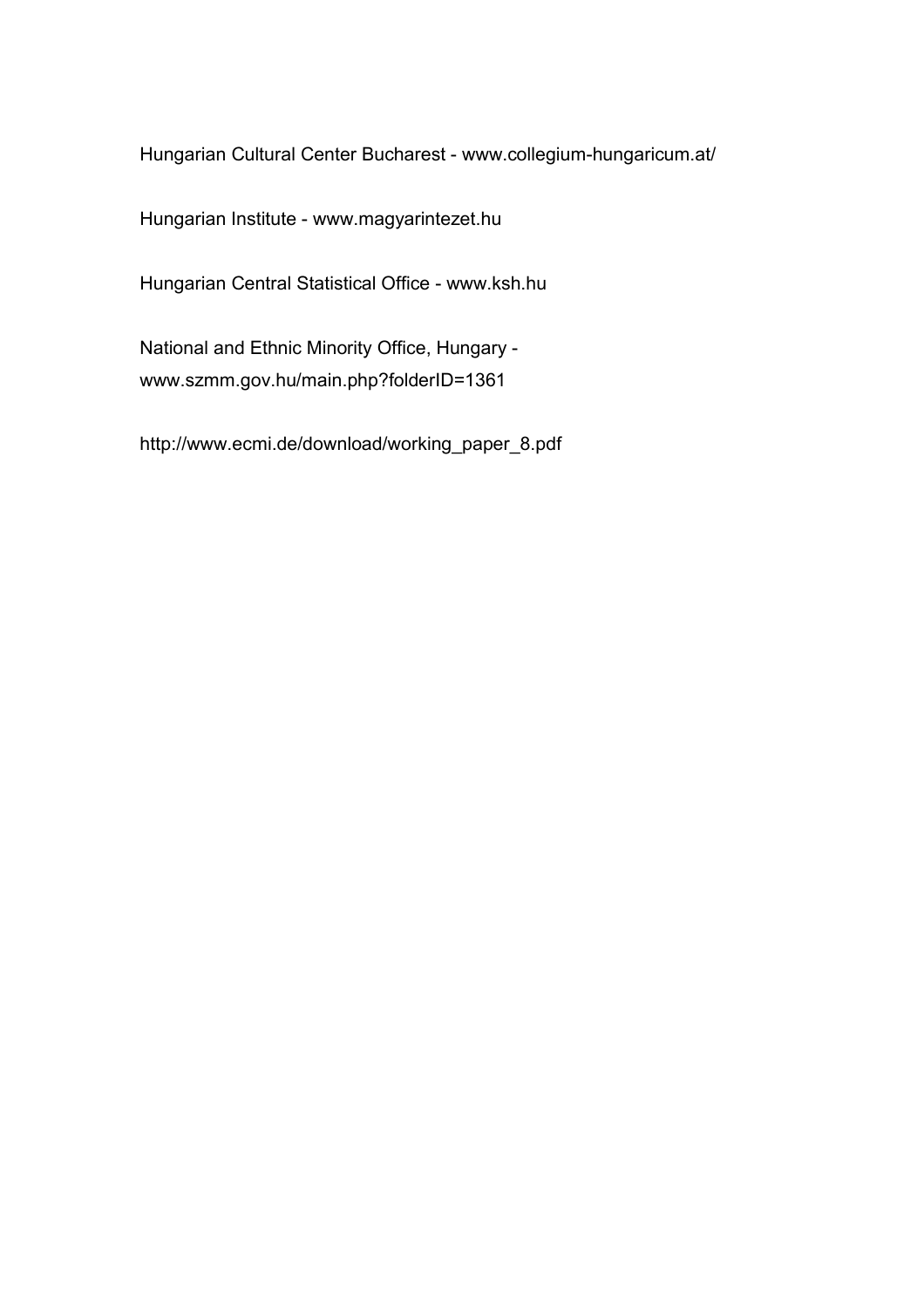Hungarian Cultural Center Bucharest - www.collegium-hungaricum.at/

Hungarian Institute - www.magyarintezet.hu

Hungarian Central Statistical Office - www.ksh.hu

National and Ethnic Minority Office, Hungary - www.szmm.gov.hu/main.php?folderID=1361

http://www.ecmi.de/download/working_paper_8.pdf